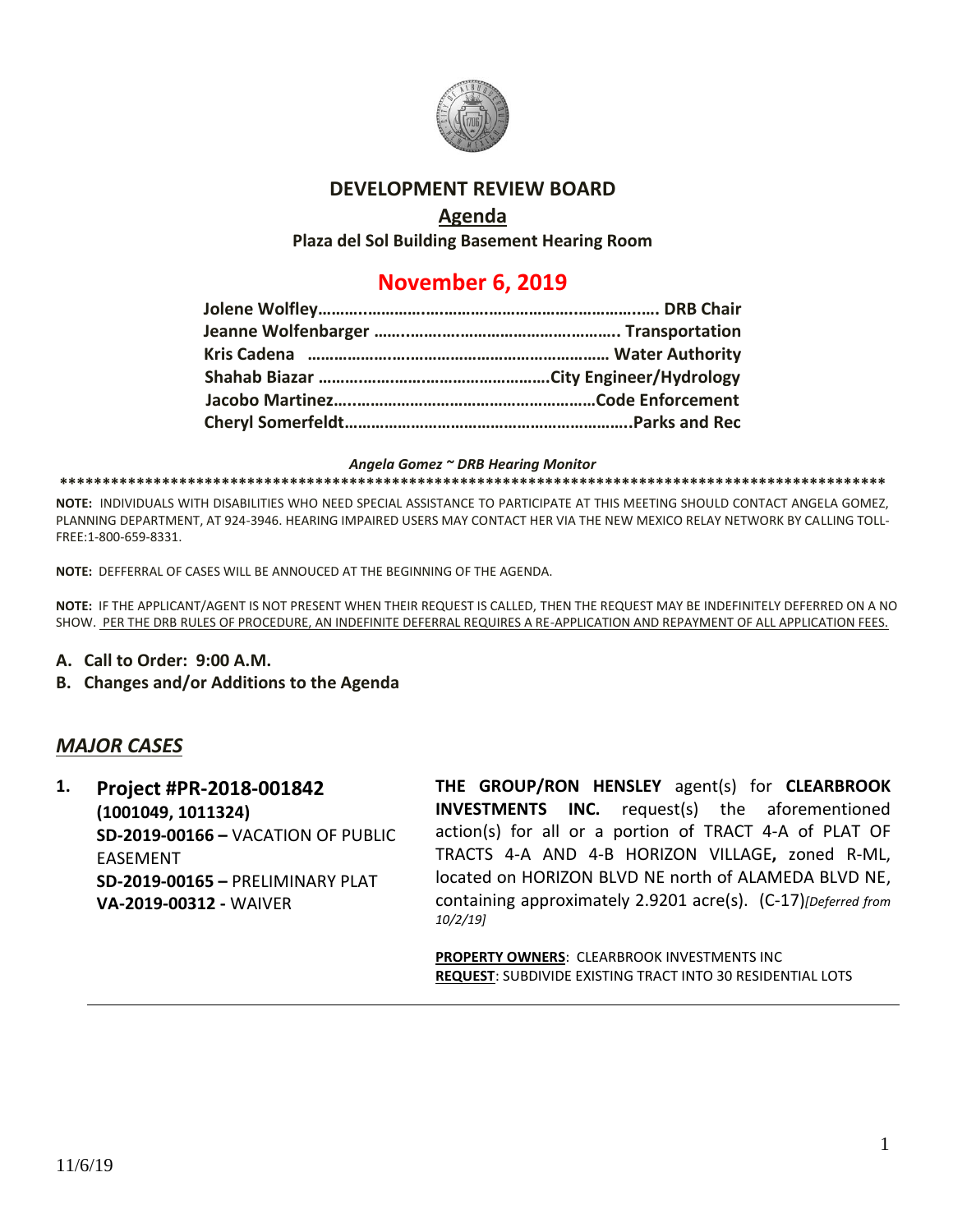# DEVELOPMENT REVIEW BOARD

## Agenda

**Plaza del Sol Building Basement Hearing Room**

## November 6, 2019

| | |
|---|---|
| **Jolene Wolfley** | **DRB Chair** |
| **Jeanne Wolfenbarger** | **Transportation** |
| **Kris Cadena** | **Water Authority** |
| **Shahab Biazar** | **City Engineer/Hydrology** |
| **Jacobo Martinez** | **Code Enforcement** |
| **Cheryl Somerfeldt** | **Parks and Rec** |

***Angela Gomez ~ DRB Hearing Monitor***

**NOTE:** INDIVIDUALS WITH DISABILITIES WHO NEED SPECIAL ASSISTANCE TO PARTICIPATE AT THIS MEETING SHOULD CONTACT ANGELA GOMEZ, PLANNING DEPARTMENT, AT 924-3946. HEARING IMPAIRED USERS MAY CONTACT HER VIA THE NEW MEXICO RELAY NETWORK BY CALLING TOLL-FREE:1-800-659-8331.

**NOTE:** DEFFERRAL OF CASES WILL BE ANNOUCED AT THE BEGINNING OF THE AGENDA.

**NOTE:** IF THE APPLICANT/AGENT IS NOT PRESENT WHEN THEIR REQUEST IS CALLED, THEN THE REQUEST MAY BE INDEFINITELY DEFERRED ON A NO SHOW. PER THE DRB RULES OF PROCEDURE, AN INDEFINITE DEFERRAL REQUIRES A RE-APPLICATION AND REPAYMENT OF ALL APPLICATION FEES.

**A. Call to Order: 9:00 A.M.**

**B. Changes and/or Additions to the Agenda**

## *MAJOR CASES*

**1. Project #PR-2018-001842**
**(1001049, 1011324)**
**SD-2019-00166 –** VACATION OF PUBLIC EASEMENT
**SD-2019-00165 –** PRELIMINARY PLAT
**VA-2019-00312 -** WAIVER

**THE GROUP/RON HENSLEY** agent(s) for **CLEARBROOK INVESTMENTS INC.** request(s) the aforementioned action(s) for all or a portion of TRACT 4-A of PLAT OF TRACTS 4-A AND 4-B HORIZON VILLAGE**,** zoned R-ML, located on HORIZON BLVD NE north of ALAMEDA BLVD NE, containing approximately 2.9201 acre(s). (C-17)*[Deferred from 10/2/19]*

**PROPERTY OWNERS**: CLEARBROOK INVESTMENTS INC
**REQUEST**: SUBDIVIDE EXISTING TRACT INTO 30 RESIDENTIAL LOTS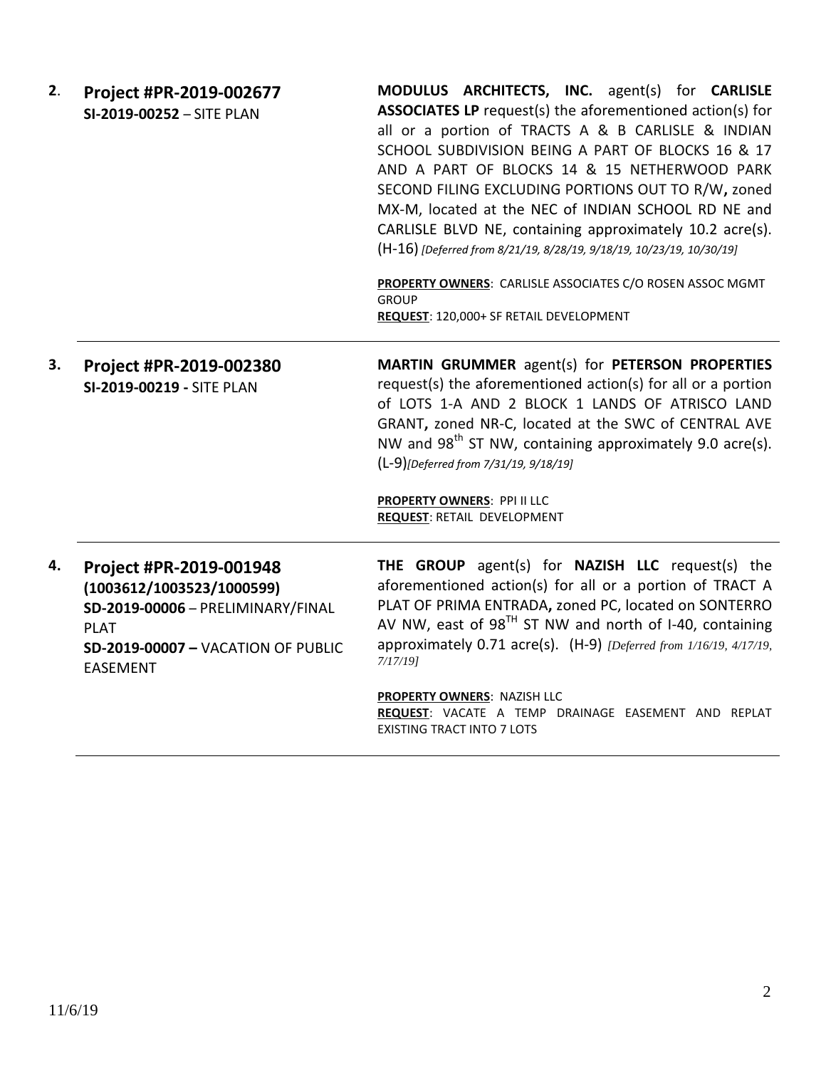**2.** **Project #PR-2019-002677**
**SI-2019-00252** – SITE PLAN

**MODULUS ARCHITECTS, INC.** agent(s) for **CARLISLE ASSOCIATES LP** request(s) the aforementioned action(s) for all or a portion of TRACTS A & B CARLISLE & INDIAN SCHOOL SUBDIVISION BEING A PART OF BLOCKS 16 & 17 AND A PART OF BLOCKS 14 & 15 NETHERWOOD PARK SECOND FILING EXCLUDING PORTIONS OUT TO R/W**,** zoned MX-M, located at the NEC of INDIAN SCHOOL RD NE and CARLISLE BLVD NE, containing approximately 10.2 acre(s). (H-16) *[Deferred from 8/21/19, 8/28/19, 9/18/19, 10/23/19, 10/30/19]*

**PROPERTY OWNERS**: CARLISLE ASSOCIATES C/O ROSEN ASSOC MGMT GROUP
**REQUEST**: 120,000+ SF RETAIL DEVELOPMENT

---

**3.** **Project #PR-2019-002380**
**SI-2019-00219 -** SITE PLAN

**MARTIN GRUMMER** agent(s) for **PETERSON PROPERTIES** request(s) the aforementioned action(s) for all or a portion of LOTS 1-A AND 2 BLOCK 1 LANDS OF ATRISCO LAND GRANT**,** zoned NR-C, located at the SWC of CENTRAL AVE NW and 98th ST NW, containing approximately 9.0 acre(s). (L-9)*[Deferred from 7/31/19, 9/18/19]*

**PROPERTY OWNERS**: PPI II LLC
**REQUEST**: RETAIL DEVELOPMENT

---

**4.** **Project #PR-2019-001948**
**(1003612/1003523/1000599)**
**SD-2019-00006** – PRELIMINARY/FINAL PLAT
**SD-2019-00007 –** VACATION OF PUBLIC EASEMENT

**THE GROUP** agent(s) for **NAZISH LLC** request(s) the aforementioned action(s) for all or a portion of TRACT A PLAT OF PRIMA ENTRADA**,** zoned PC, located on SONTERRO AV NW, east of 98TH ST NW and north of I-40, containing approximately 0.71 acre(s). (H-9) *[Deferred from 1/16/19, 4/17/19, 7/17/19]*

**PROPERTY OWNERS**: NAZISH LLC
**REQUEST**: VACATE A TEMP DRAINAGE EASEMENT AND REPLAT EXISTING TRACT INTO 7 LOTS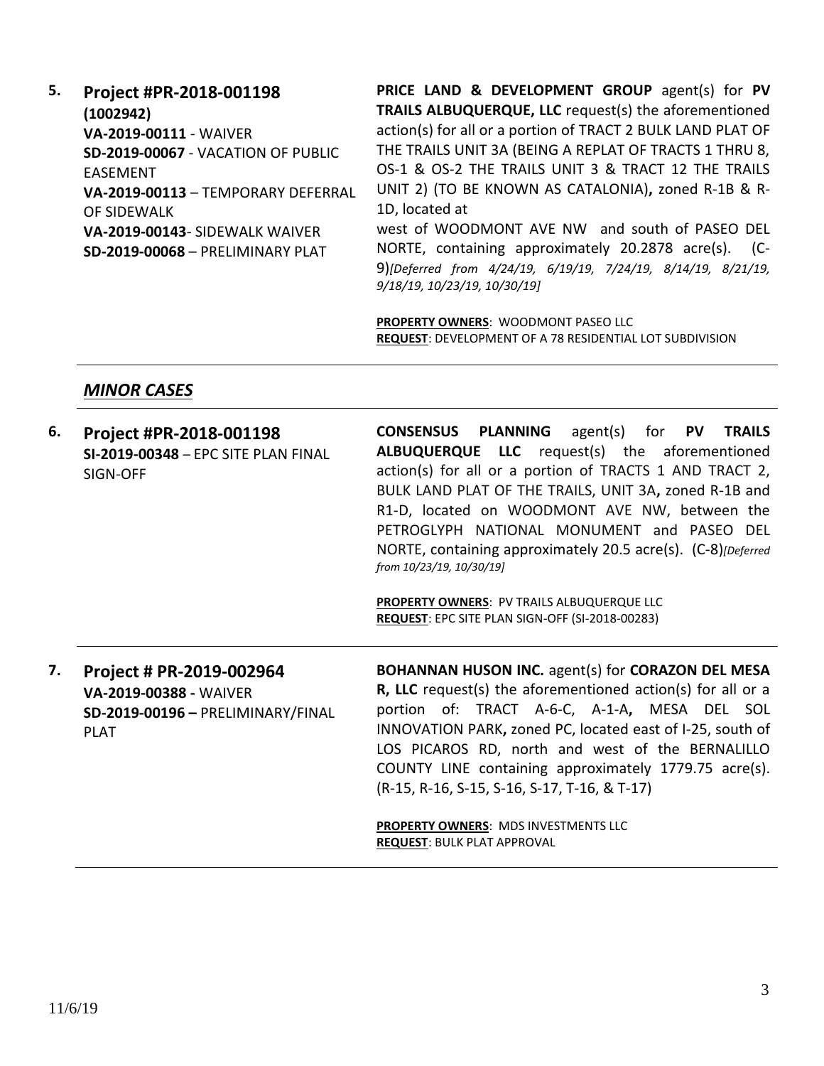5. **Project #PR-2018-001198 (1002942)**
**VA-2019-00111** - WAIVER
**SD-2019-00067** - VACATION OF PUBLIC EASEMENT
**VA-2019-00113** – TEMPORARY DEFERRAL OF SIDEWALK
**VA-2019-00143**- SIDEWALK WAIVER
**SD-2019-00068** – PRELIMINARY PLAT

**PRICE LAND & DEVELOPMENT GROUP** agent(s) for **PV TRAILS ALBUQUERQUE, LLC** request(s) the aforementioned action(s) for all or a portion of TRACT 2 BULK LAND PLAT OF THE TRAILS UNIT 3A (BEING A REPLAT OF TRACTS 1 THRU 8, OS-1 & OS-2 THE TRAILS UNIT 3 & TRACT 12 THE TRAILS UNIT 2) (TO BE KNOWN AS CATALONIA)**,** zoned R-1B & R-1D, located at west of WOODMONT AVE NW and south of PASEO DEL NORTE, containing approximately 20.2878 acre(s). (C-9)*[Deferred from 4/24/19, 6/19/19, 7/24/19, 8/14/19, 8/21/19, 9/18/19, 10/23/19, 10/30/19]*

**PROPERTY OWNERS**: WOODMONT PASEO LLC
**REQUEST**: DEVELOPMENT OF A 78 RESIDENTIAL LOT SUBDIVISION

---

## *MINOR CASES*

---

6. **Project #PR-2018-001198**
**SI-2019-00348** – EPC SITE PLAN FINAL SIGN-OFF

**CONSENSUS PLANNING** agent(s) for **PV TRAILS ALBUQUERQUE LLC** request(s) the aforementioned action(s) for all or a portion of TRACTS 1 AND TRACT 2, BULK LAND PLAT OF THE TRAILS, UNIT 3A**,** zoned R-1B and R1-D, located on WOODMONT AVE NW, between the PETROGLYPH NATIONAL MONUMENT and PASEO DEL NORTE, containing approximately 20.5 acre(s). (C-8)*[Deferred from 10/23/19, 10/30/19]*

**PROPERTY OWNERS**: PV TRAILS ALBUQUERQUE LLC
**REQUEST**: EPC SITE PLAN SIGN-OFF (SI-2018-00283)

---

7. **Project # PR-2019-002964**
**VA-2019-00388 -** WAIVER
**SD-2019-00196 –** PRELIMINARY/FINAL PLAT

**BOHANNAN HUSON INC.** agent(s) for **CORAZON DEL MESA R, LLC** request(s) the aforementioned action(s) for all or a portion of: TRACT A-6-C, A-1-A**,** MESA DEL SOL INNOVATION PARK**,** zoned PC, located east of I-25, south of LOS PICAROS RD, north and west of the BERNALILLO COUNTY LINE containing approximately 1779.75 acre(s). (R-15, R-16, S-15, S-16, S-17, T-16, & T-17)

**PROPERTY OWNERS**: MDS INVESTMENTS LLC
**REQUEST**: BULK PLAT APPROVAL

---

11/6/19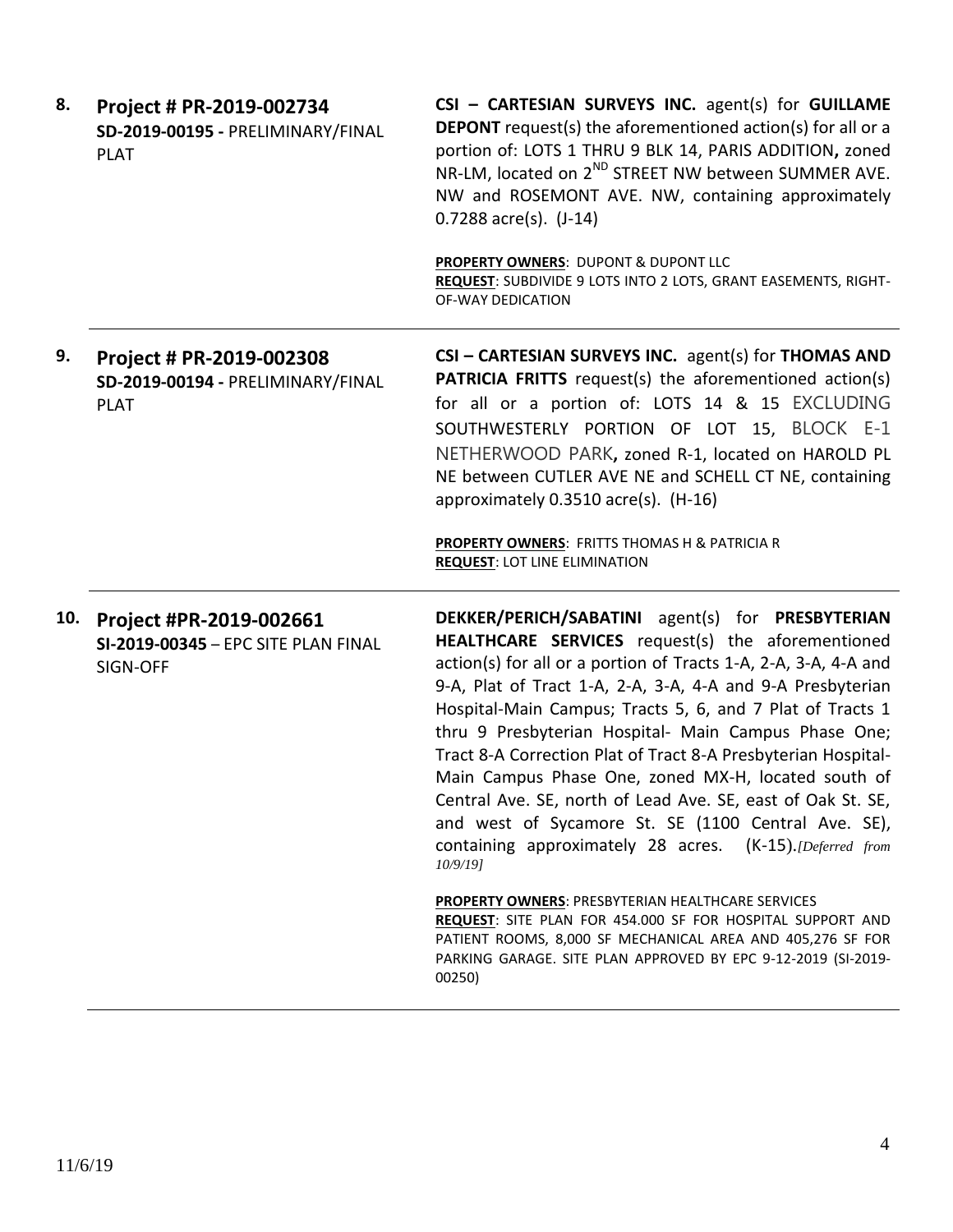**8. Project # PR-2019-002734**
**SD-2019-00195 -** PRELIMINARY/FINAL PLAT

**CSI – CARTESIAN SURVEYS INC.** agent(s) for **GUILLAME DEPONT** request(s) the aforementioned action(s) for all or a portion of: LOTS 1 THRU 9 BLK 14, PARIS ADDITION**,** zoned NR-LM, located on 2[ND] STREET NW between SUMMER AVE. NW and ROSEMONT AVE. NW, containing approximately 0.7288 acre(s). (J-14)

**PROPERTY OWNERS**: DUPONT & DUPONT LLC
**REQUEST**: SUBDIVIDE 9 LOTS INTO 2 LOTS, GRANT EASEMENTS, RIGHT-OF-WAY DEDICATION

---

**9. Project # PR-2019-002308**
**SD-2019-00194 -** PRELIMINARY/FINAL PLAT

**CSI – CARTESIAN SURVEYS INC.** agent(s) for **THOMAS AND PATRICIA FRITTS** request(s) the aforementioned action(s) for all or a portion of: LOTS 14 & 15 EXCLUDING SOUTHWESTERLY PORTION OF LOT 15, BLOCK E-1 NETHERWOOD PARK**,** zoned R-1, located on HAROLD PL NE between CUTLER AVE NE and SCHELL CT NE, containing approximately 0.3510 acre(s). (H-16)

**PROPERTY OWNERS**: FRITTS THOMAS H & PATRICIA R
**REQUEST**: LOT LINE ELIMINATION

---

**10. Project #PR-2019-002661**
**SI-2019-00345** – EPC SITE PLAN FINAL SIGN-OFF

**DEKKER/PERICH/SABATINI** agent(s) for **PRESBYTERIAN HEALTHCARE SERVICES** request(s) the aforementioned action(s) for all or a portion of Tracts 1-A, 2-A, 3-A, 4-A and 9-A, Plat of Tract 1-A, 2-A, 3-A, 4-A and 9-A Presbyterian Hospital-Main Campus; Tracts 5, 6, and 7 Plat of Tracts 1 thru 9 Presbyterian Hospital- Main Campus Phase One; Tract 8-A Correction Plat of Tract 8-A Presbyterian Hospital-Main Campus Phase One, zoned MX-H, located south of Central Ave. SE, north of Lead Ave. SE, east of Oak St. SE, and west of Sycamore St. SE (1100 Central Ave. SE), containing approximately 28 acres. (K-15).*[Deferred from 10/9/19]*

**PROPERTY OWNERS**: PRESBYTERIAN HEALTHCARE SERVICES
**REQUEST**: SITE PLAN FOR 454.000 SF FOR HOSPITAL SUPPORT AND PATIENT ROOMS, 8,000 SF MECHANICAL AREA AND 405,276 SF FOR PARKING GARAGE. SITE PLAN APPROVED BY EPC 9-12-2019 (SI-2019-00250)

---

11/6/19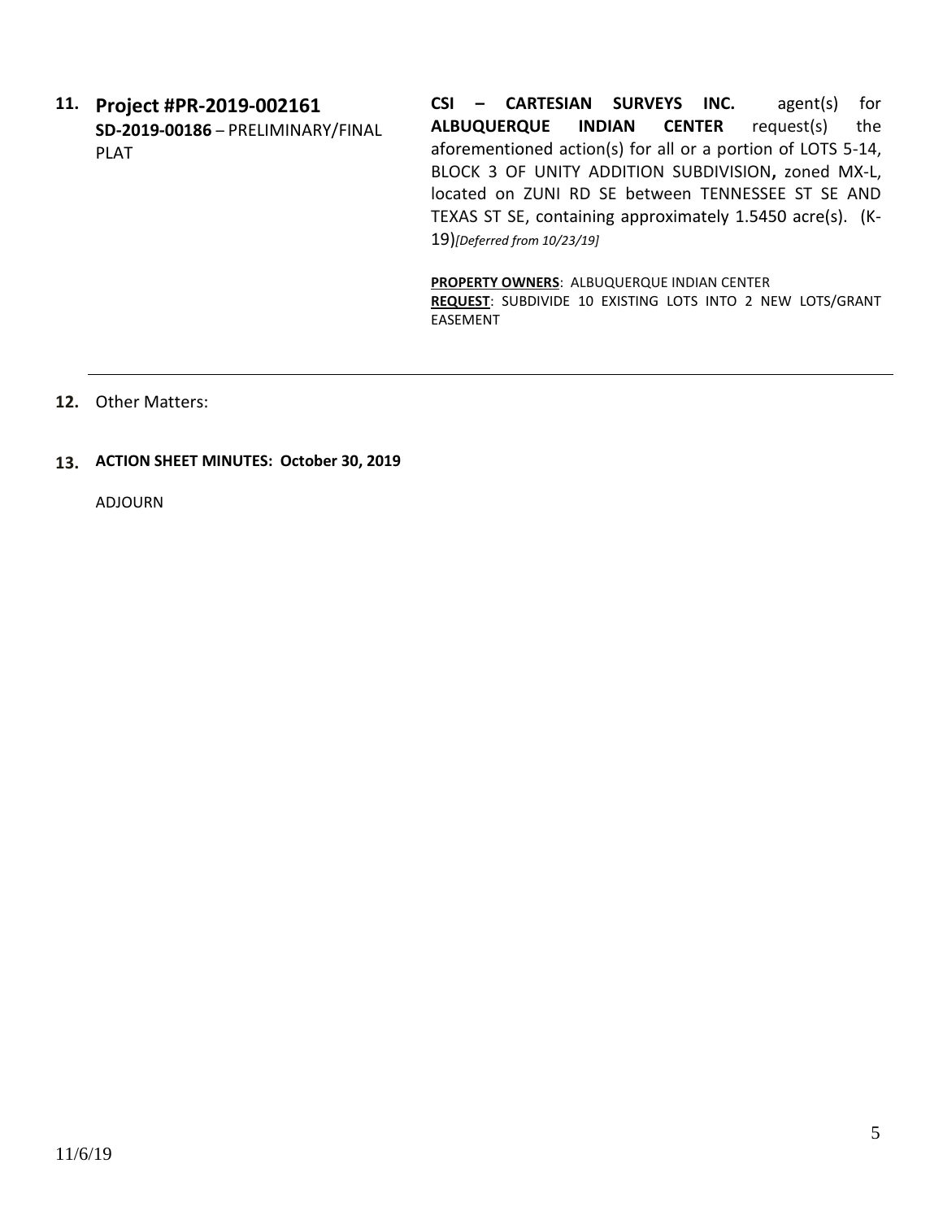**11. Project #PR-2019-002161**
**SD-2019-00186** – PRELIMINARY/FINAL PLAT

**CSI – CARTESIAN SURVEYS INC.** agent(s) for **ALBUQUERQUE INDIAN CENTER** request(s) the aforementioned action(s) for all or a portion of LOTS 5-14, BLOCK 3 OF UNITY ADDITION SUBDIVISION**,** zoned MX-L, located on ZUNI RD SE between TENNESSEE ST SE AND TEXAS ST SE, containing approximately 1.5450 acre(s). (K-19)*[Deferred from 10/23/19]*

**PROPERTY OWNERS**: ALBUQUERQUE INDIAN CENTER
**REQUEST**: SUBDIVIDE 10 EXISTING LOTS INTO 2 NEW LOTS/GRANT EASEMENT

---

**12.** Other Matters:

**13. ACTION SHEET MINUTES: October 30, 2019**

ADJOURN

11/6/19